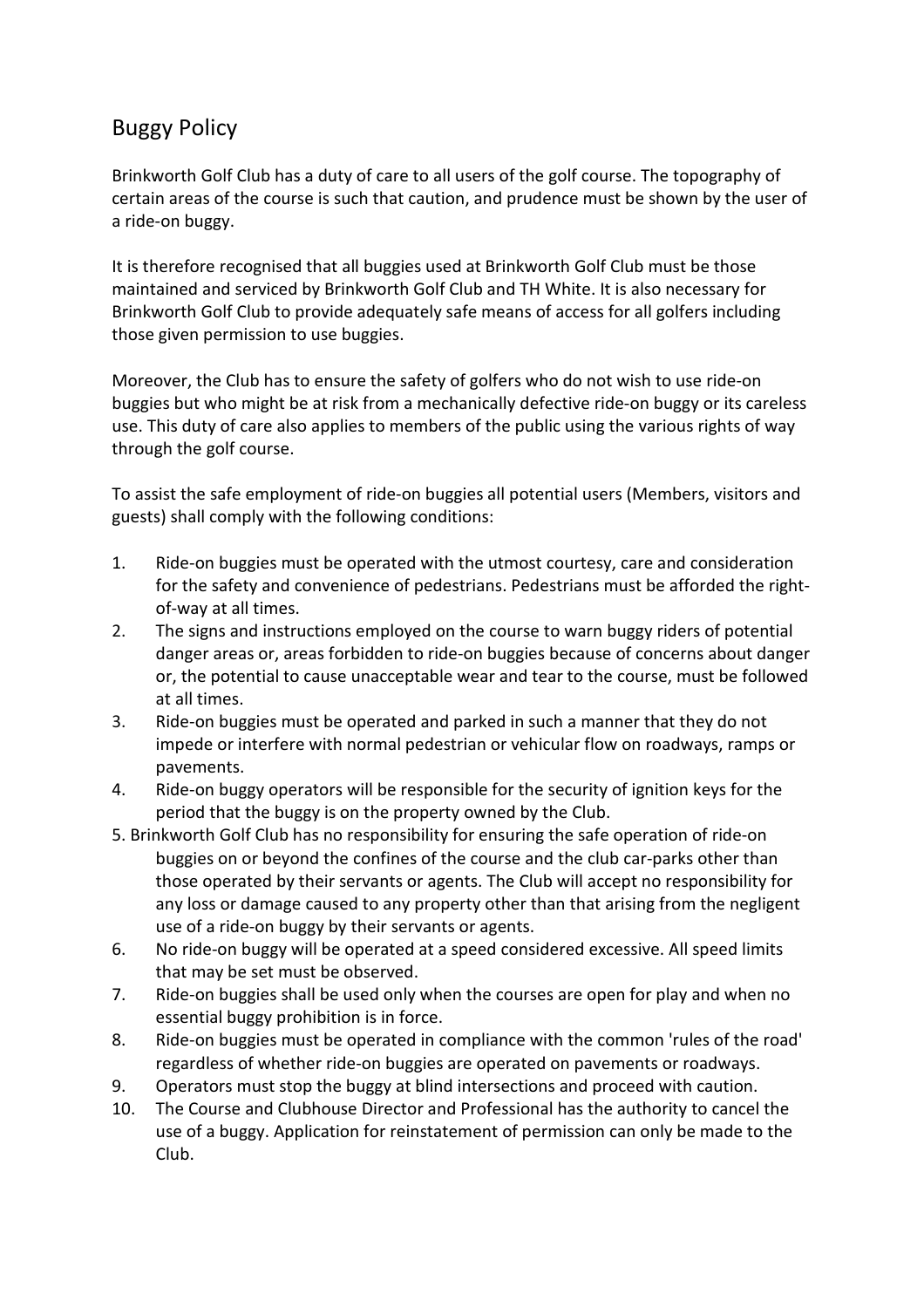## Buggy Policy

Brinkworth Golf Club has a duty of care to all users of the golf course. The topography of certain areas of the course is such that caution, and prudence must be shown by the user of a ride-on buggy.

It is therefore recognised that all buggies used at Brinkworth Golf Club must be those maintained and serviced by Brinkworth Golf Club and TH White. It is also necessary for Brinkworth Golf Club to provide adequately safe means of access for all golfers including those given permission to use buggies.

Moreover, the Club has to ensure the safety of golfers who do not wish to use ride-on buggies but who might be at risk from a mechanically defective ride-on buggy or its careless use. This duty of care also applies to members of the public using the various rights of way through the golf course.

To assist the safe employment of ride-on buggies all potential users (Members, visitors and guests) shall comply with the following conditions:

1. Ride-on buggies must be operated with the utmost courtesy, care and consideration for the safety and convenience of pedestrians. Pedestrians must be afforded the right-of-way at all times.
2. The signs and instructions employed on the course to warn buggy riders of potential danger areas or, areas forbidden to ride-on buggies because of concerns about danger or, the potential to cause unacceptable wear and tear to the course, must be followed at all times.
3. Ride-on buggies must be operated and parked in such a manner that they do not impede or interfere with normal pedestrian or vehicular flow on roadways, ramps or pavements.
4. Ride-on buggy operators will be responsible for the security of ignition keys for the period that the buggy is on the property owned by the Club.
5. Brinkworth Golf Club has no responsibility for ensuring the safe operation of ride-on buggies on or beyond the confines of the course and the club car-parks other than those operated by their servants or agents. The Club will accept no responsibility for any loss or damage caused to any property other than that arising from the negligent use of a ride-on buggy by their servants or agents.
6. No ride-on buggy will be operated at a speed considered excessive. All speed limits that may be set must be observed.
7. Ride-on buggies shall be used only when the courses are open for play and when no essential buggy prohibition is in force.
8. Ride-on buggies must be operated in compliance with the common 'rules of the road' regardless of whether ride-on buggies are operated on pavements or roadways.
9. Operators must stop the buggy at blind intersections and proceed with caution.
10. The Course and Clubhouse Director and Professional has the authority to cancel the use of a buggy. Application for reinstatement of permission can only be made to the Club.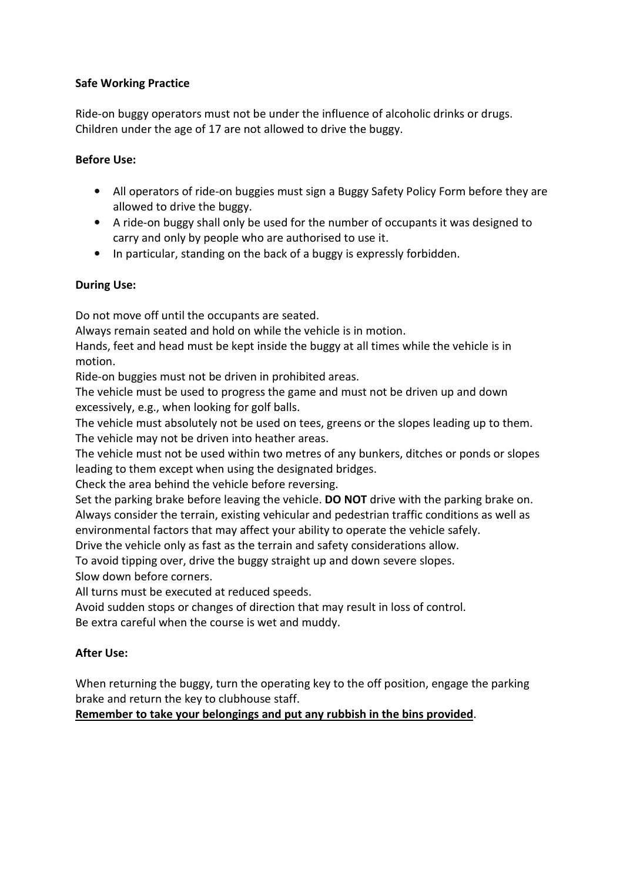**Safe Working Practice**

Ride-on buggy operators must not be under the influence of alcoholic drinks or drugs.
Children under the age of 17 are not allowed to drive the buggy.

**Before Use:**

- All operators of ride-on buggies must sign a Buggy Safety Policy Form before they are allowed to drive the buggy.
- A ride-on buggy shall only be used for the number of occupants it was designed to carry and only by people who are authorised to use it.
- In particular, standing on the back of a buggy is expressly forbidden.

**During Use:**

Do not move off until the occupants are seated.
Always remain seated and hold on while the vehicle is in motion.
Hands, feet and head must be kept inside the buggy at all times while the vehicle is in motion.
Ride-on buggies must not be driven in prohibited areas.
The vehicle must be used to progress the game and must not be driven up and down excessively, e.g., when looking for golf balls.
The vehicle must absolutely not be used on tees, greens or the slopes leading up to them.
The vehicle may not be driven into heather areas.
The vehicle must not be used within two metres of any bunkers, ditches or ponds or slopes leading to them except when using the designated bridges.
Check the area behind the vehicle before reversing.
Set the parking brake before leaving the vehicle. **DO NOT** drive with the parking brake on.
Always consider the terrain, existing vehicular and pedestrian traffic conditions as well as environmental factors that may affect your ability to operate the vehicle safely.
Drive the vehicle only as fast as the terrain and safety considerations allow.
To avoid tipping over, drive the buggy straight up and down severe slopes.
Slow down before corners.
All turns must be executed at reduced speeds.
Avoid sudden stops or changes of direction that may result in loss of control.
Be extra careful when the course is wet and muddy.

**After Use:**

When returning the buggy, turn the operating key to the off position, engage the parking brake and return the key to clubhouse staff.
**<u>Remember to take your belongings and put any rubbish in the bins provided</u>**.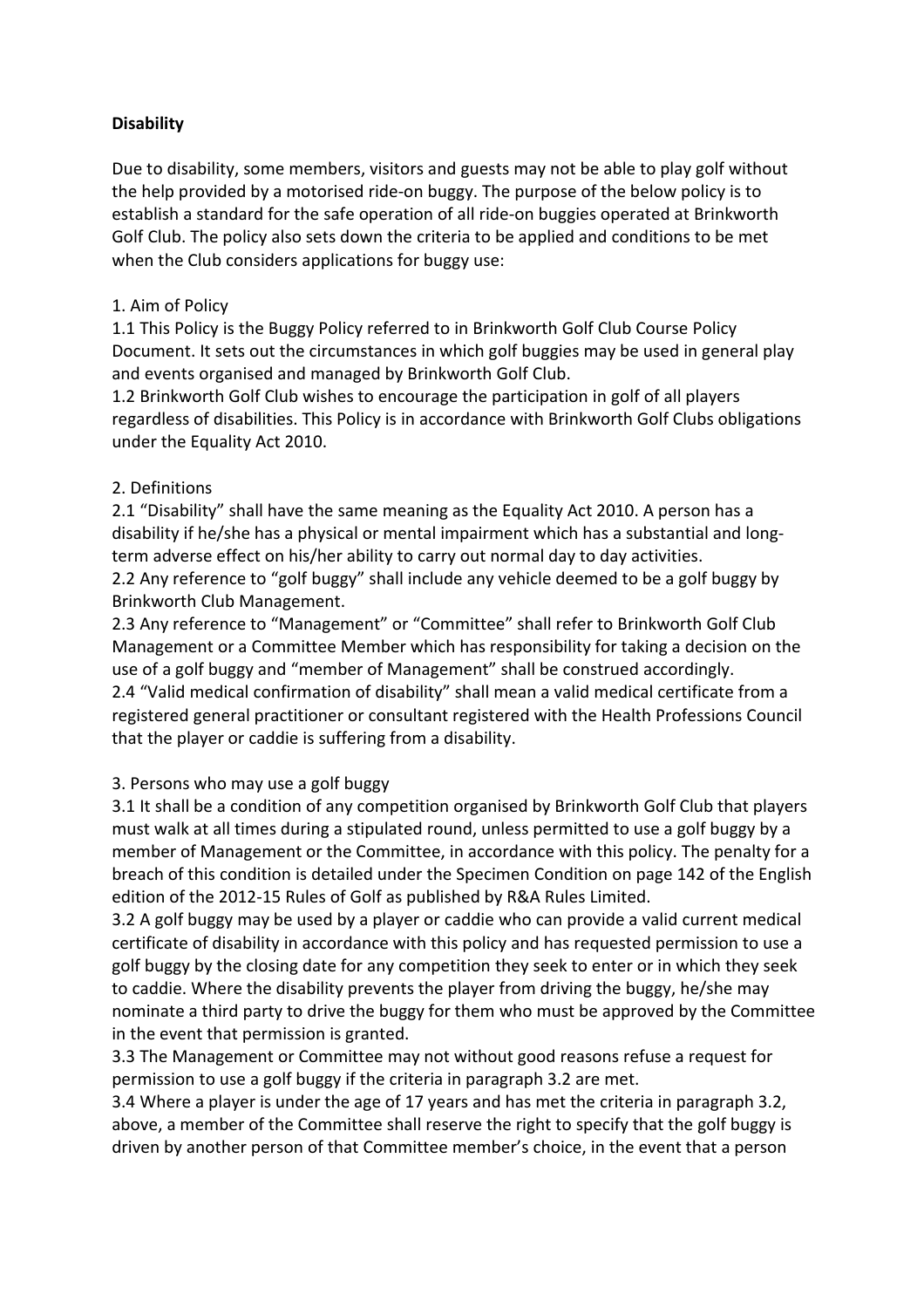**Disability**

Due to disability, some members, visitors and guests may not be able to play golf without the help provided by a motorised ride-on buggy. The purpose of the below policy is to establish a standard for the safe operation of all ride-on buggies operated at Brinkworth Golf Club. The policy also sets down the criteria to be applied and conditions to be met when the Club considers applications for buggy use:

1. Aim of Policy

1.1 This Policy is the Buggy Policy referred to in Brinkworth Golf Club Course Policy Document. It sets out the circumstances in which golf buggies may be used in general play and events organised and managed by Brinkworth Golf Club.

1.2 Brinkworth Golf Club wishes to encourage the participation in golf of all players regardless of disabilities. This Policy is in accordance with Brinkworth Golf Clubs obligations under the Equality Act 2010.

2. Definitions

2.1 "Disability" shall have the same meaning as the Equality Act 2010. A person has a disability if he/she has a physical or mental impairment which has a substantial and long-term adverse effect on his/her ability to carry out normal day to day activities.

2.2 Any reference to "golf buggy" shall include any vehicle deemed to be a golf buggy by Brinkworth Club Management.

2.3 Any reference to "Management" or "Committee" shall refer to Brinkworth Golf Club Management or a Committee Member which has responsibility for taking a decision on the use of a golf buggy and "member of Management" shall be construed accordingly.

2.4 "Valid medical confirmation of disability" shall mean a valid medical certificate from a registered general practitioner or consultant registered with the Health Professions Council that the player or caddie is suffering from a disability.

3. Persons who may use a golf buggy

3.1 It shall be a condition of any competition organised by Brinkworth Golf Club that players must walk at all times during a stipulated round, unless permitted to use a golf buggy by a member of Management or the Committee, in accordance with this policy. The penalty for a breach of this condition is detailed under the Specimen Condition on page 142 of the English edition of the 2012-15 Rules of Golf as published by R&A Rules Limited.

3.2 A golf buggy may be used by a player or caddie who can provide a valid current medical certificate of disability in accordance with this policy and has requested permission to use a golf buggy by the closing date for any competition they seek to enter or in which they seek to caddie. Where the disability prevents the player from driving the buggy, he/she may nominate a third party to drive the buggy for them who must be approved by the Committee in the event that permission is granted.

3.3 The Management or Committee may not without good reasons refuse a request for permission to use a golf buggy if the criteria in paragraph 3.2 are met.

3.4 Where a player is under the age of 17 years and has met the criteria in paragraph 3.2, above, a member of the Committee shall reserve the right to specify that the golf buggy is driven by another person of that Committee member's choice, in the event that a person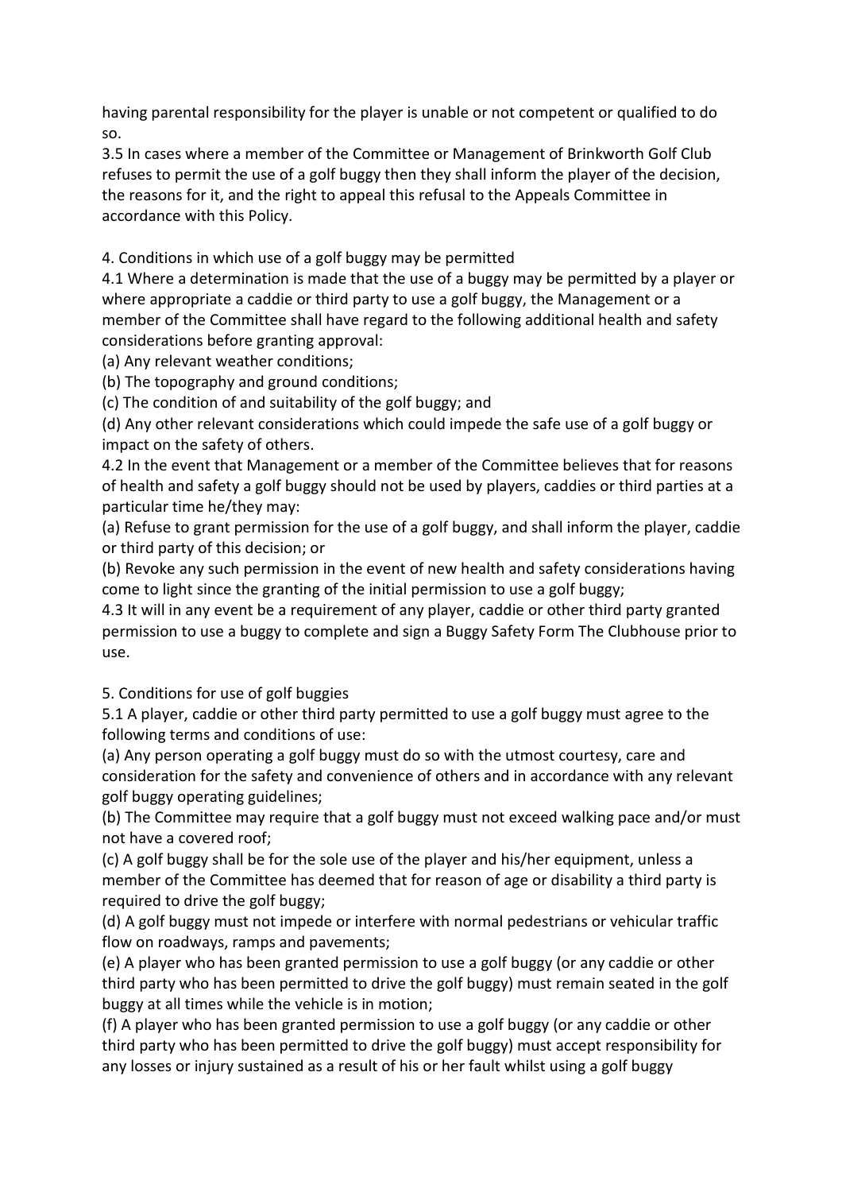having parental responsibility for the player is unable or not competent or qualified to do so.

3.5 In cases where a member of the Committee or Management of Brinkworth Golf Club refuses to permit the use of a golf buggy then they shall inform the player of the decision, the reasons for it, and the right to appeal this refusal to the Appeals Committee in accordance with this Policy.

## 4. Conditions in which use of a golf buggy may be permitted

4.1 Where a determination is made that the use of a buggy may be permitted by a player or where appropriate a caddie or third party to use a golf buggy, the Management or a member of the Committee shall have regard to the following additional health and safety considerations before granting approval:

(a) Any relevant weather conditions;

(b) The topography and ground conditions;

(c) The condition of and suitability of the golf buggy; and

(d) Any other relevant considerations which could impede the safe use of a golf buggy or impact on the safety of others.

4.2 In the event that Management or a member of the Committee believes that for reasons of health and safety a golf buggy should not be used by players, caddies or third parties at a particular time he/they may:

(a) Refuse to grant permission for the use of a golf buggy, and shall inform the player, caddie or third party of this decision; or

(b) Revoke any such permission in the event of new health and safety considerations having come to light since the granting of the initial permission to use a golf buggy;

4.3 It will in any event be a requirement of any player, caddie or other third party granted permission to use a buggy to complete and sign a Buggy Safety Form The Clubhouse prior to use.

## 5. Conditions for use of golf buggies

5.1 A player, caddie or other third party permitted to use a golf buggy must agree to the following terms and conditions of use:

(a) Any person operating a golf buggy must do so with the utmost courtesy, care and consideration for the safety and convenience of others and in accordance with any relevant golf buggy operating guidelines;

(b) The Committee may require that a golf buggy must not exceed walking pace and/or must not have a covered roof;

(c) A golf buggy shall be for the sole use of the player and his/her equipment, unless a member of the Committee has deemed that for reason of age or disability a third party is required to drive the golf buggy;

(d) A golf buggy must not impede or interfere with normal pedestrians or vehicular traffic flow on roadways, ramps and pavements;

(e) A player who has been granted permission to use a golf buggy (or any caddie or other third party who has been permitted to drive the golf buggy) must remain seated in the golf buggy at all times while the vehicle is in motion;

(f) A player who has been granted permission to use a golf buggy (or any caddie or other third party who has been permitted to drive the golf buggy) must accept responsibility for any losses or injury sustained as a result of his or her fault whilst using a golf buggy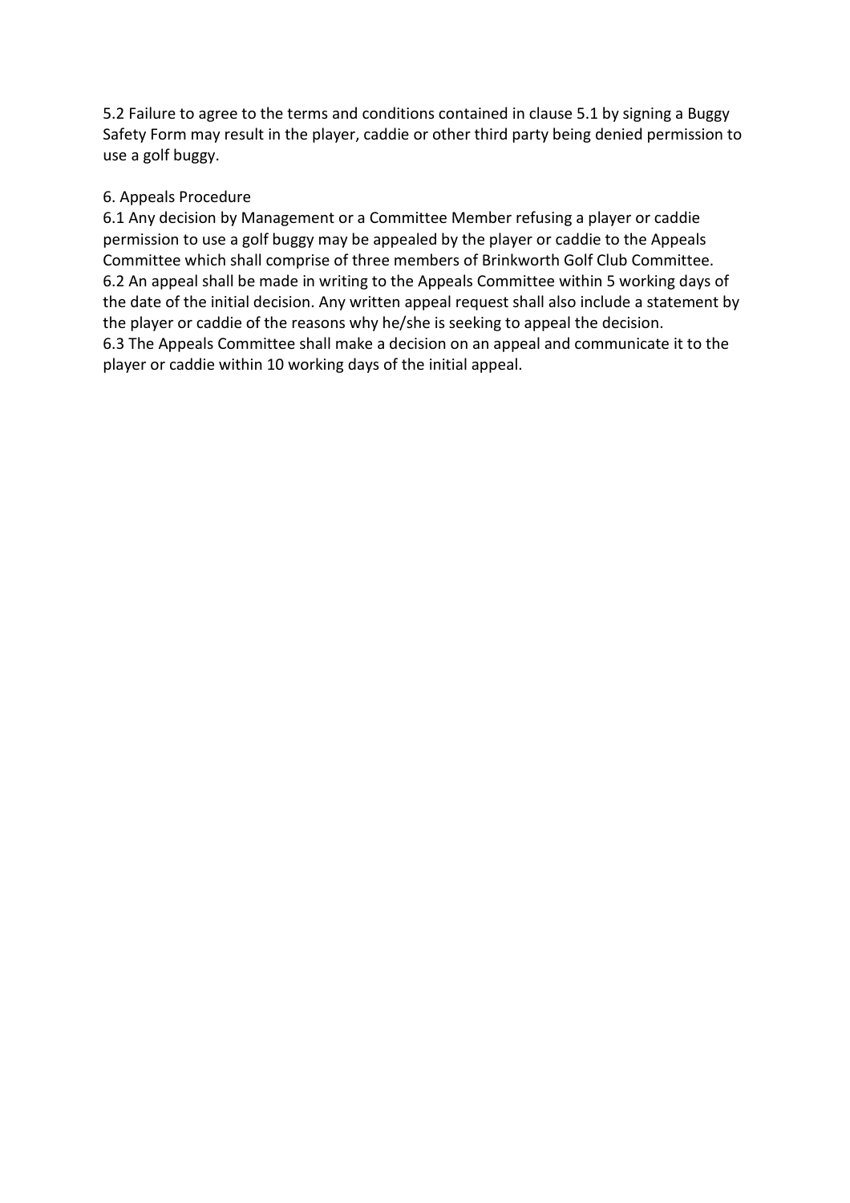5.2 Failure to agree to the terms and conditions contained in clause 5.1 by signing a Buggy Safety Form may result in the player, caddie or other third party being denied permission to use a golf buggy.

## 6. Appeals Procedure

6.1 Any decision by Management or a Committee Member refusing a player or caddie permission to use a golf buggy may be appealed by the player or caddie to the Appeals Committee which shall comprise of three members of Brinkworth Golf Club Committee.
6.2 An appeal shall be made in writing to the Appeals Committee within 5 working days of the date of the initial decision. Any written appeal request shall also include a statement by the player or caddie of the reasons why he/she is seeking to appeal the decision.
6.3 The Appeals Committee shall make a decision on an appeal and communicate it to the player or caddie within 10 working days of the initial appeal.